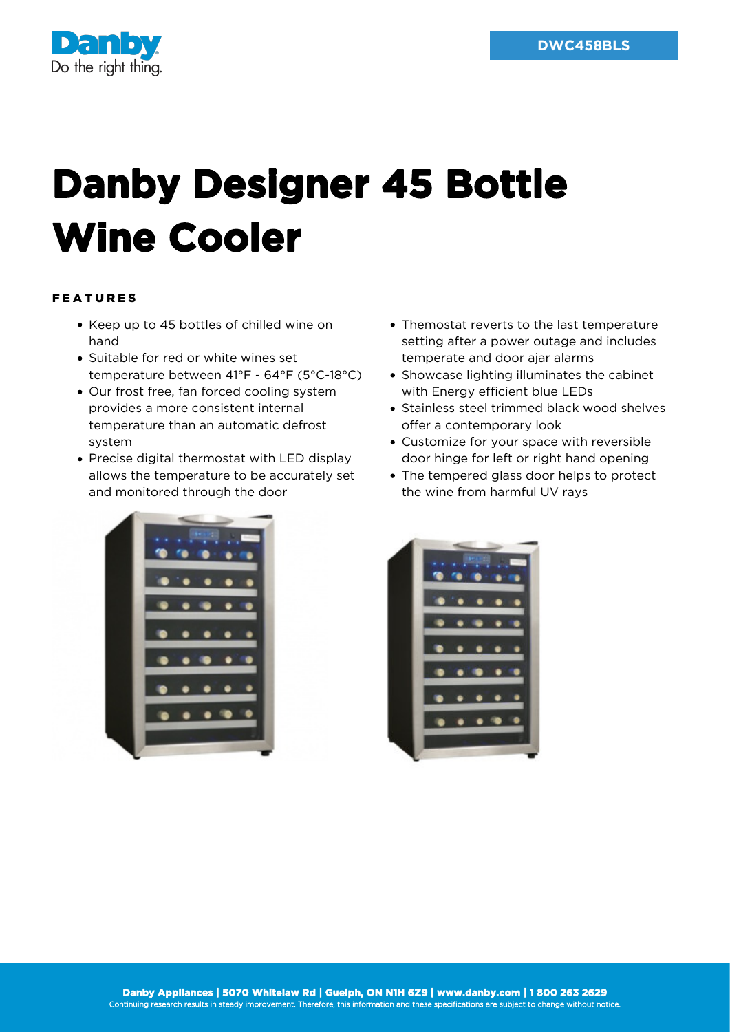DWC458BLS

# Danby Designer 45 Bottle Wine Cooler

## FEATURES

- Keep up to 45 bottles of chilled wine on hand
- Suitable for red or white wines set temperature between 41°F - 64°F (5°C-18°C)
- Our frost free, fan forced cooling system provides a more consistent internal temperature than an automatic defrost system
- Precise digital thermostat with LED display allows the temperature to be accurately set and monitored through the door
- Themostat reverts to the last temperature setting after a power outage and includes temperate and door ajar alarms
- Showcase lighting illuminates the cabinet with Energy efficient blue LEDs
- Stainless steel trimmed black wood shelves offer a contemporary look
- Customize for your space with reversible door hinge for left or right hand opening
- The tempered glass door helps to protect the wine from harmful UV rays

**Danby Appliances | 5070 Whitelaw Rd | Guelph, ON N1H 6Z9 | www.danby.com | 1 800 263 2629**
Continuing research results in steady improvement. Therefore, this information and these specifications are subject to change without notice.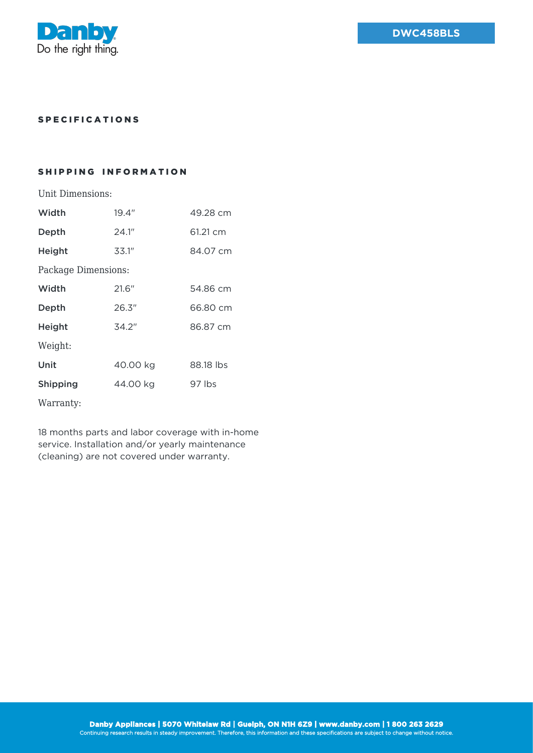# SPECIFICATIONS

## SHIPPING INFORMATION

| | | |
|---|---|---|
| Unit Dimensions: | | |
| **Width** | 19.4" | 49.28 cm |
| **Depth** | 24.1" | 61.21 cm |
| **Height** | 33.1" | 84.07 cm |
| Package Dimensions: | | |
| **Width** | 21.6" | 54.86 cm |
| **Depth** | 26.3" | 66.80 cm |
| **Height** | 34.2" | 86.87 cm |
| Weight: | | |
| **Unit** | 40.00 kg | 88.18 lbs |
| **Shipping** | 44.00 kg | 97 lbs |

Warranty:

18 months parts and labor coverage with in-home service. Installation and/or yearly maintenance (cleaning) are not covered under warranty.